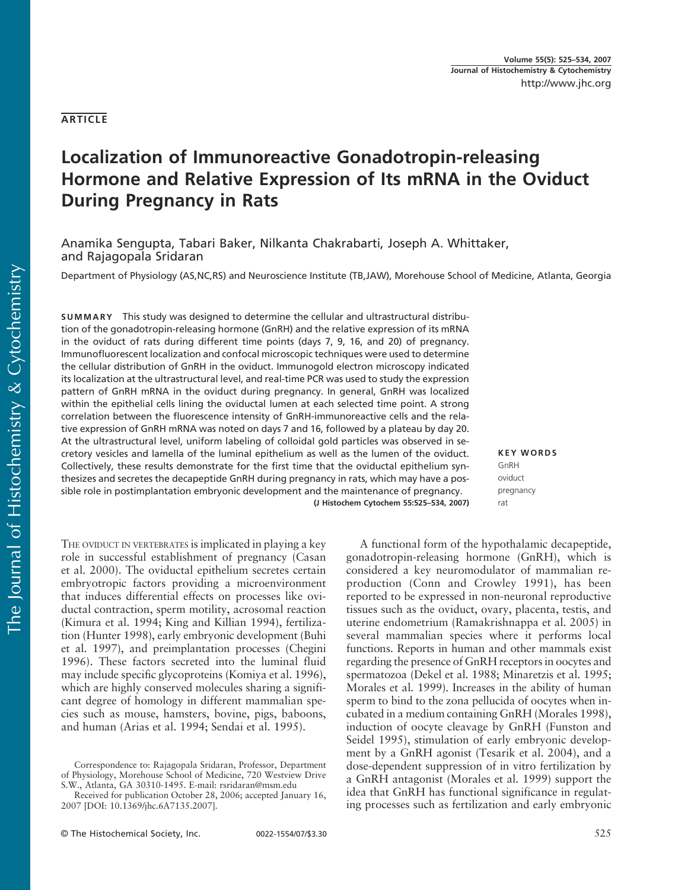**ARTICLE**

# Localization of Immunoreactive Gonadotropin-releasing Hormone and Relative Expression of Its mRNA in the Oviduct During Pregnancy in Rats

Anamika Sengupta, Tabari Baker, Nilkanta Chakrabarti, Joseph A. Whittaker, and Rajagopala Sridaran

Department of Physiology (AS,NC,RS) and Neuroscience Institute (TB,JAW), Morehouse School of Medicine, Atlanta, Georgia

**SUMMARY** This study was designed to determine the cellular and ultrastructural distribution of the gonadotropin-releasing hormone (GnRH) and the relative expression of its mRNA in the oviduct of rats during different time points (days 7, 9, 16, and 20) of pregnancy. Immunofluorescent localization and confocal microscopic techniques were used to determine the cellular distribution of GnRH in the oviduct. Immunogold electron microscopy indicated its localization at the ultrastructural level, and real-time PCR was used to study the expression pattern of GnRH mRNA in the oviduct during pregnancy. In general, GnRH was localized within the epithelial cells lining the oviductal lumen at each selected time point. A strong correlation between the fluorescence intensity of GnRH-immunoreactive cells and the relative expression of GnRH mRNA was noted on days 7 and 16, followed by a plateau by day 20. At the ultrastructural level, uniform labeling of colloidal gold particles was observed in secretory vesicles and lamella of the luminal epithelium as well as the lumen of the oviduct. Collectively, these results demonstrate for the first time that the oviductal epithelium synthesizes and secretes the decapeptide GnRH during pregnancy in rats, which may have a possible role in postimplantation embryonic development and the maintenance of pregnancy.
(J Histochem Cytochem 55:525–534, 2007)

**KEY WORDS**
GnRH
oviduct
pregnancy
rat

The oviduct in vertebrates is implicated in playing a key role in successful establishment of pregnancy (Casan et al. 2000). The oviductal epithelium secretes certain embryotropic factors providing a microenvironment that induces differential effects on processes like oviductal contraction, sperm motility, acrosomal reaction (Kimura et al. 1994; King and Killian 1994), fertilization (Hunter 1998), early embryonic development (Buhi et al. 1997), and preimplantation processes (Chegini 1996). These factors secreted into the luminal fluid may include specific glycoproteins (Komiya et al. 1996), which are highly conserved molecules sharing a significant degree of homology in different mammalian species such as mouse, hamsters, bovine, pigs, baboons, and human (Arias et al. 1994; Sendai et al. 1995).

A functional form of the hypothalamic decapeptide, gonadotropin-releasing hormone (GnRH), which is considered a key neuromodulator of mammalian reproduction (Conn and Crowley 1991), has been reported to be expressed in non-neuronal reproductive tissues such as the oviduct, ovary, placenta, testis, and uterine endometrium (Ramakrishnappa et al. 2005) in several mammalian species where it performs local functions. Reports in human and other mammals exist regarding the presence of GnRH receptors in oocytes and spermatozoa (Dekel et al. 1988; Minaretzis et al. 1995; Morales et al. 1999). Increases in the ability of human sperm to bind to the zona pellucida of oocytes when incubated in a medium containing GnRH (Morales 1998), induction of oocyte cleavage by GnRH (Funston and Seidel 1995), stimulation of early embryonic development by a GnRH agonist (Tesarik et al. 2004), and a dose-dependent suppression of in vitro fertilization by a GnRH antagonist (Morales et al. 1999) support the idea that GnRH has functional significance in regulating processes such as fertilization and early embryonic

Correspondence to: Rajagopala Sridaran, Professor, Department of Physiology, Morehouse School of Medicine, 720 Westview Drive S.W., Atlanta, GA 30310-1495. E-mail: rsridaran@msm.edu

Received for publication October 28, 2006; accepted January 16, 2007 [DOI: 10.1369/jhc.6A7135.2007].

© The Histochemical Society, Inc. 0022-1554/07/$3.30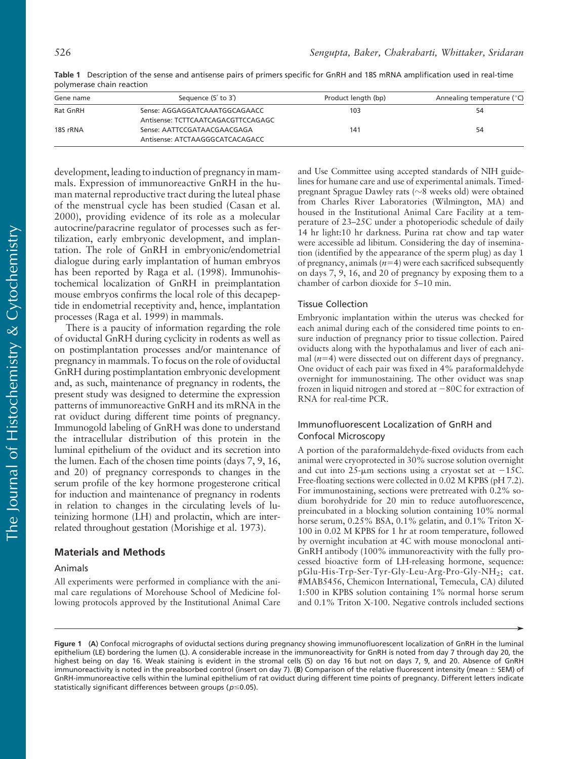**Table 1** Description of the sense and antisense pairs of primers specific for GnRH and 18S mRNA amplification used in real-time polymerase chain reaction

| Gene name | Sequence (5′ to 3′) | Product length (bp) | Annealing temperature (°C) |
|---|---|---|---|
| Rat GnRH | Sense: AGGAGGATCAAATGGCAGAACC<br>Antisense: TCTTCAATCAGACGTTCCAGAGC | 103 | 54 |
| 18S rRNA | Sense: AATTCCGATAACGAACGAGA<br>Antisense: ATCTAAGGGCATCACAGACC | 141 | 54 |

development, leading to induction of pregnancy in mammals. Expression of immunoreactive GnRH in the human maternal reproductive tract during the luteal phase of the menstrual cycle has been studied (Casan et al. 2000), providing evidence of its role as a molecular autocrine/paracrine regulator of processes such as fertilization, early embryonic development, and implantation. The role of GnRH in embryonic/endometrial dialogue during early implantation of human embryos has been reported by Raga et al. (1998). Immunohistochemical localization of GnRH in preimplantation mouse embryos confirms the local role of this decapeptide in endometrial receptivity and, hence, implantation processes (Raga et al. 1999) in mammals.

There is a paucity of information regarding the role of oviductal GnRH during cyclicity in rodents as well as on postimplantation processes and/or maintenance of pregnancy in mammals. To focus on the role of oviductal GnRH during postimplantation embryonic development and, as such, maintenance of pregnancy in rodents, the present study was designed to determine the expression patterns of immunoreactive GnRH and its mRNA in the rat oviduct during different time points of pregnancy. Immunogold labeling of GnRH was done to understand the intracellular distribution of this protein in the luminal epithelium of the oviduct and its secretion into the lumen. Each of the chosen time points (days 7, 9, 16, and 20) of pregnancy corresponds to changes in the serum profile of the key hormone progesterone critical for induction and maintenance of pregnancy in rodents in relation to changes in the circulating levels of luteinizing hormone (LH) and prolactin, which are interrelated throughout gestation (Morishige et al. 1973).

## Materials and Methods

### Animals

All experiments were performed in compliance with the animal care regulations of Morehouse School of Medicine following protocols approved by the Institutional Animal Care and Use Committee using accepted standards of NIH guidelines for humane care and use of experimental animals. Timed-pregnant Sprague Dawley rats (~8 weeks old) were obtained from Charles River Laboratories (Wilmington, MA) and housed in the Institutional Animal Care Facility at a temperature of 23–25C under a photoperiodic schedule of daily 14 hr light:10 hr darkness. Purina rat chow and tap water were accessible ad libitum. Considering the day of insemination (identified by the appearance of the sperm plug) as day 1 of pregnancy, animals ($n=4$) were each sacrificed subsequently on days 7, 9, 16, and 20 of pregnancy by exposing them to a chamber of carbon dioxide for 5–10 min.

### Tissue Collection

Embryonic implantation within the uterus was checked for each animal during each of the considered time points to ensure induction of pregnancy prior to tissue collection. Paired oviducts along with the hypothalamus and liver of each animal ($n=4$) were dissected out on different days of pregnancy. One oviduct of each pair was fixed in 4% paraformaldehyde overnight for immunostaining. The other oviduct was snap frozen in liquid nitrogen and stored at −80C for extraction of RNA for real-time PCR.

### Immunofluorescent Localization of GnRH and Confocal Microscopy

A portion of the paraformaldehyde-fixed oviducts from each animal were cryoprotected in 30% sucrose solution overnight and cut into 25-μm sections using a cryostat set at −15C. Free-floating sections were collected in 0.02 M KPBS (pH 7.2). For immunostaining, sections were pretreated with 0.2% sodium borohydride for 20 min to reduce autofluorescence, preincubated in a blocking solution containing 10% normal horse serum, 0.25% BSA, 0.1% gelatin, and 0.1% Triton X-100 in 0.02 M KPBS for 1 hr at room temperature, followed by overnight incubation at 4C with mouse monoclonal anti-GnRH antibody (100% immunoreactivity with the fully processed bioactive form of LH-releasing hormone, sequence: pGlu-His-Trp-Ser-Tyr-Gly-Leu-Arg-Pro-Gly-$NH_2$; cat. #MAB5456, Chemicon International, Temecula, CA) diluted 1:500 in KPBS solution containing 1% normal horse serum and 0.1% Triton X-100. Negative controls included sections

**Figure 1** (**A**) Confocal micrographs of oviductal sections during pregnancy showing immunofluorescent localization of GnRH in the luminal epithelium (LE) bordering the lumen (L). A considerable increase in the immunoreactivity for GnRH is noted from day 7 through day 20, the highest being on day 16. Weak staining is evident in the stromal cells (S) on day 16 but not on days 7, 9, and 20. Absence of GnRH immunoreactivity is noted in the preabsorbed control (insert on day 7). (**B**) Comparison of the relative fluorescent intensity (mean ± SEM) of GnRH-immunoreactive cells within the luminal epithelium of rat oviduct during different time points of pregnancy. Different letters indicate statistically significant differences between groups ($p \leq 0.05$).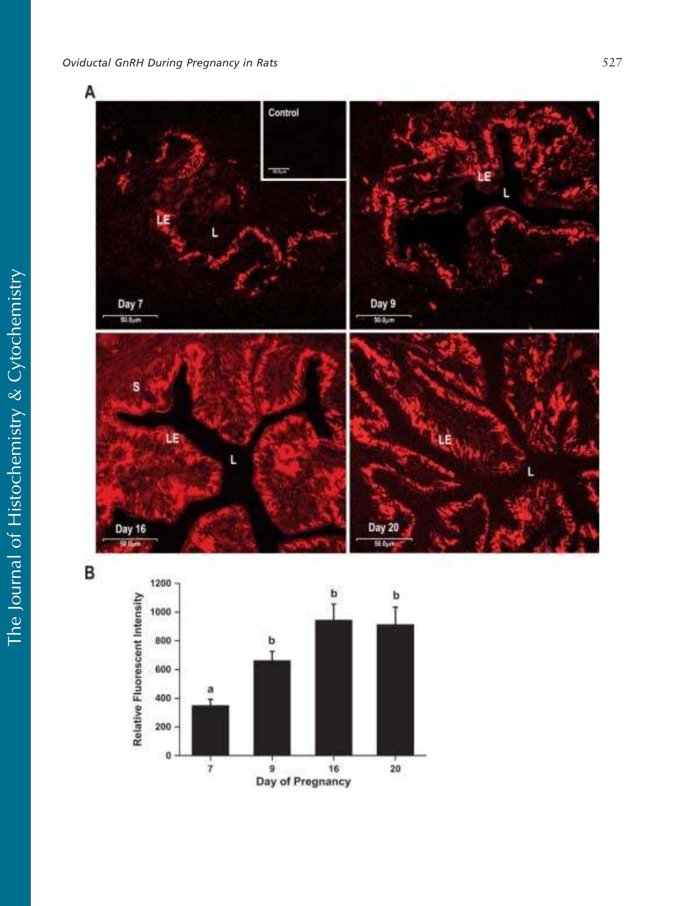A

Control

LE

L

Day 7

50.0μm

LE

L

Day 9

50.0μm

S

LE

L

Day 16

50.0μm

LE

L

Day 20

50.0μm

B

Relative Fluorescent Intensity

1200

1000

800

600

400

200

0

a

b

b

b

7

9

16

20

Day of Pregnancy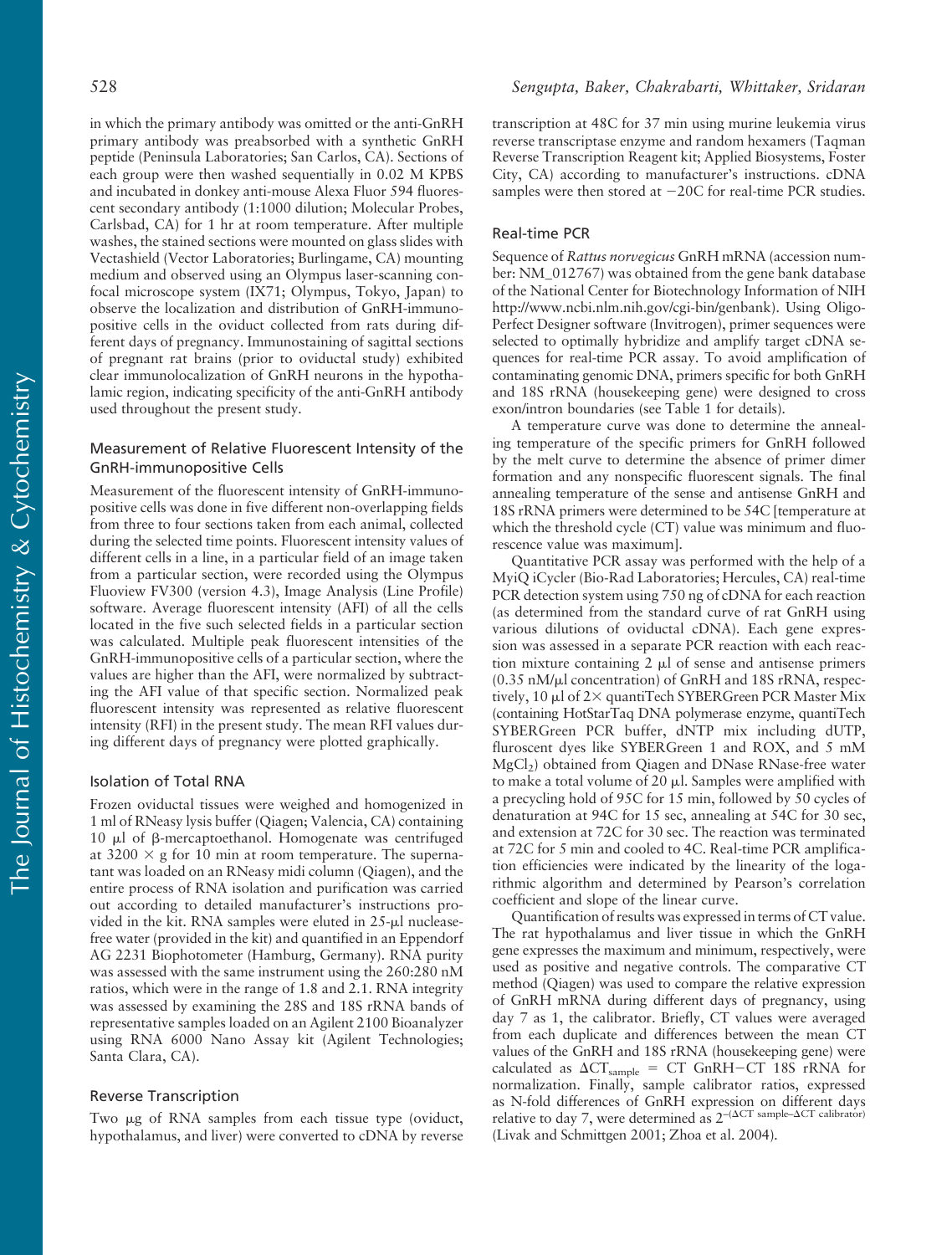in which the primary antibody was omitted or the anti-GnRH primary antibody was preabsorbed with a synthetic GnRH peptide (Peninsula Laboratories; San Carlos, CA). Sections of each group were then washed sequentially in 0.02 M KPBS and incubated in donkey anti-mouse Alexa Fluor 594 fluorescent secondary antibody (1:1000 dilution; Molecular Probes, Carlsbad, CA) for 1 hr at room temperature. After multiple washes, the stained sections were mounted on glass slides with Vectashield (Vector Laboratories; Burlingame, CA) mounting medium and observed using an Olympus laser-scanning confocal microscope system (IX71; Olympus, Tokyo, Japan) to observe the localization and distribution of GnRH-immunopositive cells in the oviduct collected from rats during different days of pregnancy. Immunostaining of sagittal sections of pregnant rat brains (prior to oviductal study) exhibited clear immunolocalization of GnRH neurons in the hypothalamic region, indicating specificity of the anti-GnRH antibody used throughout the present study.

## Measurement of Relative Fluorescent Intensity of the GnRH-immunopositive Cells

Measurement of the fluorescent intensity of GnRH-immunopositive cells was done in five different non-overlapping fields from three to four sections taken from each animal, collected during the selected time points. Fluorescent intensity values of different cells in a line, in a particular field of an image taken from a particular section, were recorded using the Olympus Fluoview FV300 (version 4.3), Image Analysis (Line Profile) software. Average fluorescent intensity (AFI) of all the cells located in the five such selected fields in a particular section was calculated. Multiple peak fluorescent intensities of the GnRH-immunopositive cells of a particular section, where the values are higher than the AFI, were normalized by subtracting the AFI value of that specific section. Normalized peak fluorescent intensity was represented as relative fluorescent intensity (RFI) in the present study. The mean RFI values during different days of pregnancy were plotted graphically.

## Isolation of Total RNA

Frozen oviductal tissues were weighed and homogenized in 1 ml of RNeasy lysis buffer (Qiagen; Valencia, CA) containing 10 μl of β-mercaptoethanol. Homogenate was centrifuged at 3200 × g for 10 min at room temperature. The supernatant was loaded on an RNeasy midi column (Qiagen), and the entire process of RNA isolation and purification was carried out according to detailed manufacturer's instructions provided in the kit. RNA samples were eluted in 25-μl nuclease-free water (provided in the kit) and quantified in an Eppendorf AG 2231 Biophotometer (Hamburg, Germany). RNA purity was assessed with the same instrument using the 260:280 nM ratios, which were in the range of 1.8 and 2.1. RNA integrity was assessed by examining the 28S and 18S rRNA bands of representative samples loaded on an Agilent 2100 Bioanalyzer using RNA 6000 Nano Assay kit (Agilent Technologies; Santa Clara, CA).

## Reverse Transcription

Two μg of RNA samples from each tissue type (oviduct, hypothalamus, and liver) were converted to cDNA by reverse transcription at 48C for 37 min using murine leukemia virus reverse transcriptase enzyme and random hexamers (Taqman Reverse Transcription Reagent kit; Applied Biosystems, Foster City, CA) according to manufacturer's instructions. cDNA samples were then stored at −20C for real-time PCR studies.

## Real-time PCR

Sequence of *Rattus norvegicus* GnRH mRNA (accession number: NM_012767) was obtained from the gene bank database of the National Center for Biotechnology Information of NIH http://www.ncbi.nlm.nih.gov/cgi-bin/genbank). Using Oligo-Perfect Designer software (Invitrogen), primer sequences were selected to optimally hybridize and amplify target cDNA sequences for real-time PCR assay. To avoid amplification of contaminating genomic DNA, primers specific for both GnRH and 18S rRNA (housekeeping gene) were designed to cross exon/intron boundaries (see Table 1 for details).

A temperature curve was done to determine the annealing temperature of the specific primers for GnRH followed by the melt curve to determine the absence of primer dimer formation and any nonspecific fluorescent signals. The final annealing temperature of the sense and antisense GnRH and 18S rRNA primers were determined to be 54C [temperature at which the threshold cycle (CT) value was minimum and fluorescence value was maximum].

Quantitative PCR assay was performed with the help of a MyiQ iCycler (Bio-Rad Laboratories; Hercules, CA) real-time PCR detection system using 750 ng of cDNA for each reaction (as determined from the standard curve of rat GnRH using various dilutions of oviductal cDNA). Each gene expression was assessed in a separate PCR reaction with each reaction mixture containing 2 μl of sense and antisense primers (0.35 nM/μl concentration) of GnRH and 18S rRNA, respectively, 10 μl of 2× quantiTech SYBERGreen PCR Master Mix (containing HotStarTaq DNA polymerase enzyme, quantiTech SYBERGreen PCR buffer, dNTP mix including dUTP, fluroscent dyes like SYBERGreen 1 and ROX, and 5 mM $MgCl_2$) obtained from Qiagen and DNase RNase-free water to make a total volume of 20 μl. Samples were amplified with a precycling hold of 95C for 15 min, followed by 50 cycles of denaturation at 94C for 15 sec, annealing at 54C for 30 sec, and extension at 72C for 30 sec. The reaction was terminated at 72C for 5 min and cooled to 4C. Real-time PCR amplification efficiencies were indicated by the linearity of the logarithmic algorithm and determined by Pearson's correlation coefficient and slope of the linear curve.

Quantification of results was expressed in terms of CT value. The rat hypothalamus and liver tissue in which the GnRH gene expresses the maximum and minimum, respectively, were used as positive and negative controls. The comparative CT method (Qiagen) was used to compare the relative expression of GnRH mRNA during different days of pregnancy, using day 7 as 1, the calibrator. Briefly, CT values were averaged from each duplicate and differences between the mean CT values of the GnRH and 18S rRNA (housekeeping gene) were calculated as $\Delta CT_{sample}$ = CT GnRH−CT 18S rRNA for normalization. Finally, sample calibrator ratios, expressed as N-fold differences of GnRH expression on different days relative to day 7, were determined as $2^{-(\Delta CT\ sample - \Delta CT\ calibrator)}$ (Livak and Schmittgen 2001; Zhoa et al. 2004).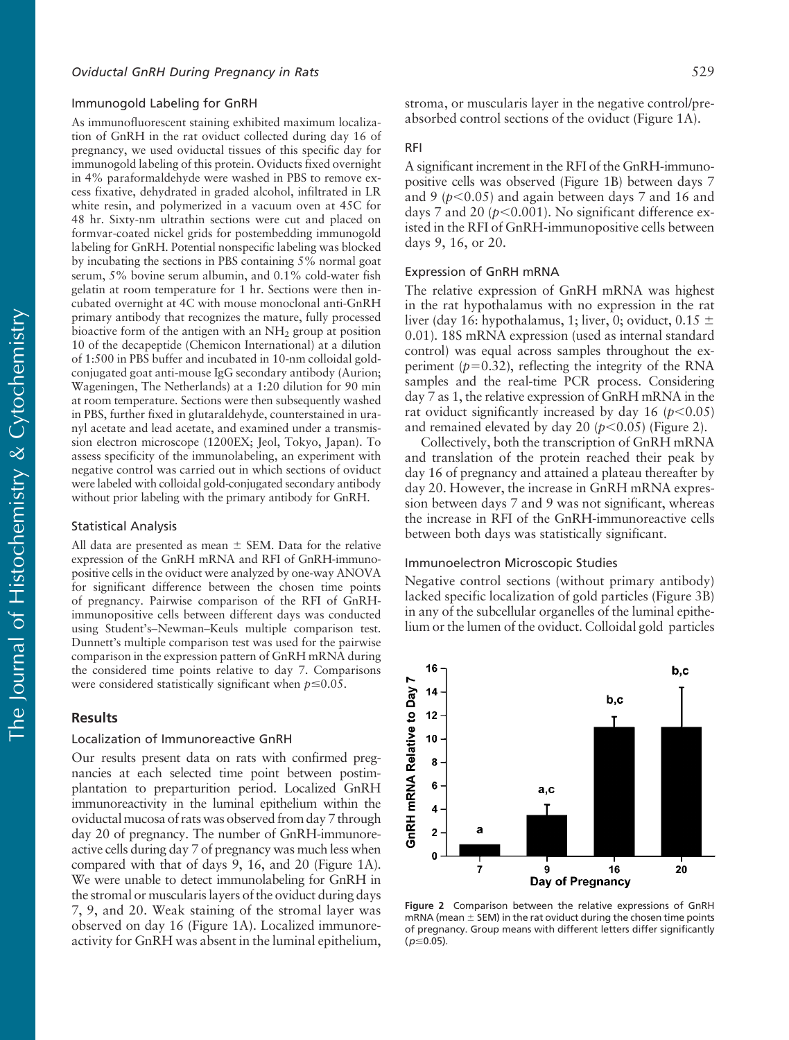### Immunogold Labeling for GnRH

As immunofluorescent staining exhibited maximum localization of GnRH in the rat oviduct collected during day 16 of pregnancy, we used oviductal tissues of this specific day for immunogold labeling of this protein. Oviducts fixed overnight in 4% paraformaldehyde were washed in PBS to remove excess fixative, dehydrated in graded alcohol, infiltrated in LR white resin, and polymerized in a vacuum oven at 45C for 48 hr. Sixty-nm ultrathin sections were cut and placed on formvar-coated nickel grids for postembedding immunogold labeling for GnRH. Potential nonspecific labeling was blocked by incubating the sections in PBS containing 5% normal goat serum, 5% bovine serum albumin, and 0.1% cold-water fish gelatin at room temperature for 1 hr. Sections were then incubated overnight at 4C with mouse monoclonal anti-GnRH primary antibody that recognizes the mature, fully processed bioactive form of the antigen with an $NH_2$ group at position 10 of the decapeptide (Chemicon International) at a dilution of 1:500 in PBS buffer and incubated in 10-nm colloidal gold-conjugated goat anti-mouse IgG secondary antibody (Aurion; Wageningen, The Netherlands) at a 1:20 dilution for 90 min at room temperature. Sections were then subsequently washed in PBS, further fixed in glutaraldehyde, counterstained in uranyl acetate and lead acetate, and examined under a transmission electron microscope (1200EX; Jeol, Tokyo, Japan). To assess specificity of the immunolabeling, an experiment with negative control was carried out in which sections of oviduct were labeled with colloidal gold-conjugated secondary antibody without prior labeling with the primary antibody for GnRH.

### Statistical Analysis

All data are presented as mean ± SEM. Data for the relative expression of the GnRH mRNA and RFI of GnRH-immunopositive cells in the oviduct were analyzed by one-way ANOVA for significant difference between the chosen time points of pregnancy. Pairwise comparison of the RFI of GnRH-immunopositive cells between different days was conducted using Student's–Newman–Keuls multiple comparison test. Dunnett's multiple comparison test was used for the pairwise comparison in the expression pattern of GnRH mRNA during the considered time points relative to day 7. Comparisons were considered statistically significant when $p \leq 0.05$.

## Results

### Localization of Immunoreactive GnRH

Our results present data on rats with confirmed pregnancies at each selected time point between postimplantation to preparturition period. Localized GnRH immunoreactivity in the luminal epithelium within the oviductal mucosa of rats was observed from day 7 through day 20 of pregnancy. The number of GnRH-immunoreactive cells during day 7 of pregnancy was much less when compared with that of days 9, 16, and 20 (Figure 1A). We were unable to detect immunolabeling for GnRH in the stromal or muscularis layers of the oviduct during days 7, 9, and 20. Weak staining of the stromal layer was observed on day 16 (Figure 1A). Localized immunoreactivity for GnRH was absent in the luminal epithelium, stroma, or muscularis layer in the negative control/preabsorbed control sections of the oviduct (Figure 1A).

### RFI

A significant increment in the RFI of the GnRH-immunopositive cells was observed (Figure 1B) between days 7 and 9 ($p<0.05$) and again between days 7 and 16 and days 7 and 20 ($p<0.001$). No significant difference existed in the RFI of GnRH-immunopositive cells between days 9, 16, or 20.

### Expression of GnRH mRNA

The relative expression of GnRH mRNA was highest in the rat hypothalamus with no expression in the rat liver (day 16: hypothalamus, 1; liver, 0; oviduct, 0.15 ± 0.01). 18S mRNA expression (used as internal standard control) was equal across samples throughout the experiment ($p=0.32$), reflecting the integrity of the RNA samples and the real-time PCR process. Considering day 7 as 1, the relative expression of GnRH mRNA in the rat oviduct significantly increased by day 16 ($p<0.05$) and remained elevated by day 20 ($p<0.05$) (Figure 2).

Collectively, both the transcription of GnRH mRNA and translation of the protein reached their peak by day 16 of pregnancy and attained a plateau thereafter by day 20. However, the increase in GnRH mRNA expression between days 7 and 9 was not significant, whereas the increase in RFI of the GnRH-immunoreactive cells between both days was statistically significant.

### Immunoelectron Microscopic Studies

Negative control sections (without primary antibody) lacked specific localization of gold particles (Figure 3B) in any of the subcellular organelles of the luminal epithelium or the lumen of the oviduct. Colloidal gold particles

GnRH mRNA Relative to Day 7
0
2
4
6
8
10
12
14
16
a
a,c
b,c
b,c
7
9
16
20
Day of Pregnancy

**Figure 2** Comparison between the relative expressions of GnRH mRNA (mean ± SEM) in the rat oviduct during the chosen time points of pregnancy. Group means with different letters differ significantly ($p \leq 0.05$).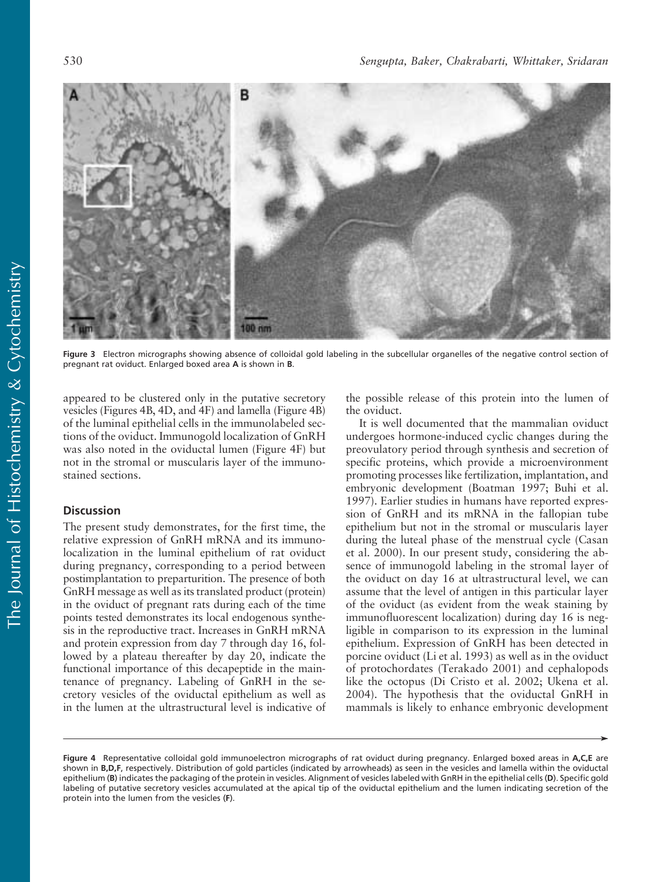A

B

1 µm

100 nm

**Figure 3** Electron micrographs showing absence of colloidal gold labeling in the subcellular organelles of the negative control section of pregnant rat oviduct. Enlarged boxed area **A** is shown in **B**.

appeared to be clustered only in the putative secretory vesicles (Figures 4B, 4D, and 4F) and lamella (Figure 4B) of the luminal epithelial cells in the immunolabeled sections of the oviduct. Immunogold localization of GnRH was also noted in the oviductal lumen (Figure 4F) but not in the stromal or muscularis layer of the immunostained sections.

## Discussion

The present study demonstrates, for the first time, the relative expression of GnRH mRNA and its immunolocalization in the luminal epithelium of rat oviduct during pregnancy, corresponding to a period between postimplantation to preparturition. The presence of both GnRH message as well as its translated product (protein) in the oviduct of pregnant rats during each of the time points tested demonstrates its local endogenous synthesis in the reproductive tract. Increases in GnRH mRNA and protein expression from day 7 through day 16, followed by a plateau thereafter by day 20, indicate the functional importance of this decapeptide in the maintenance of pregnancy. Labeling of GnRH in the secretory vesicles of the oviductal epithelium as well as in the lumen at the ultrastructural level is indicative of the possible release of this protein into the lumen of the oviduct.

It is well documented that the mammalian oviduct undergoes hormone-induced cyclic changes during the preovulatory period through synthesis and secretion of specific proteins, which provide a microenvironment promoting processes like fertilization, implantation, and embryonic development (Boatman 1997; Buhi et al. 1997). Earlier studies in humans have reported expression of GnRH and its mRNA in the fallopian tube epithelium but not in the stromal or muscularis layer during the luteal phase of the menstrual cycle (Casan et al. 2000). In our present study, considering the absence of immunogold labeling in the stromal layer of the oviduct on day 16 at ultrastructural level, we can assume that the level of antigen in this particular layer of the oviduct (as evident from the weak staining by immunofluorescent localization) during day 16 is negligible in comparison to its expression in the luminal epithelium. Expression of GnRH has been detected in porcine oviduct (Li et al. 1993) as well as in the oviduct of protochordates (Terakado 2001) and cephalopods like the octopus (Di Cristo et al. 2002; Ukena et al. 2004). The hypothesis that the oviductal GnRH in mammals is likely to enhance embryonic development

**Figure 4** Representative colloidal gold immunoelectron micrographs of rat oviduct during pregnancy. Enlarged boxed areas in **A,C,E** are shown in **B,D,F**, respectively. Distribution of gold particles (indicated by arrowheads) as seen in the vesicles and lamella within the oviductal epithelium (**B**) indicates the packaging of the protein in vesicles. Alignment of vesicles labeled with GnRH in the epithelial cells (**D**). Specific gold labeling of putative secretory vesicles accumulated at the apical tip of the oviductal epithelium and the lumen indicating secretion of the protein into the lumen from the vesicles (**F**).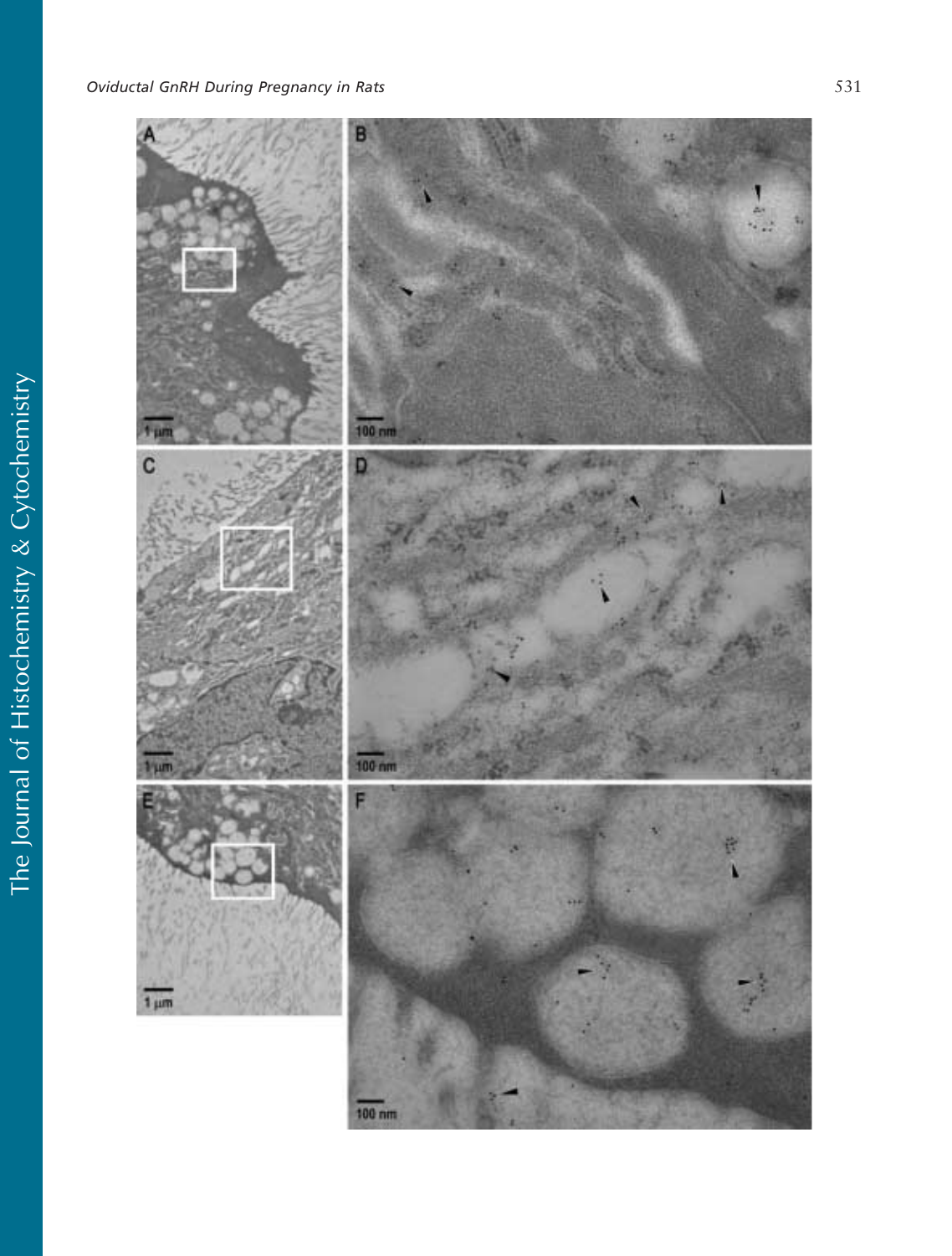A

1 µm

B

100 nm

C

1 µm

D

100 nm

E

1 µm

F

100 nm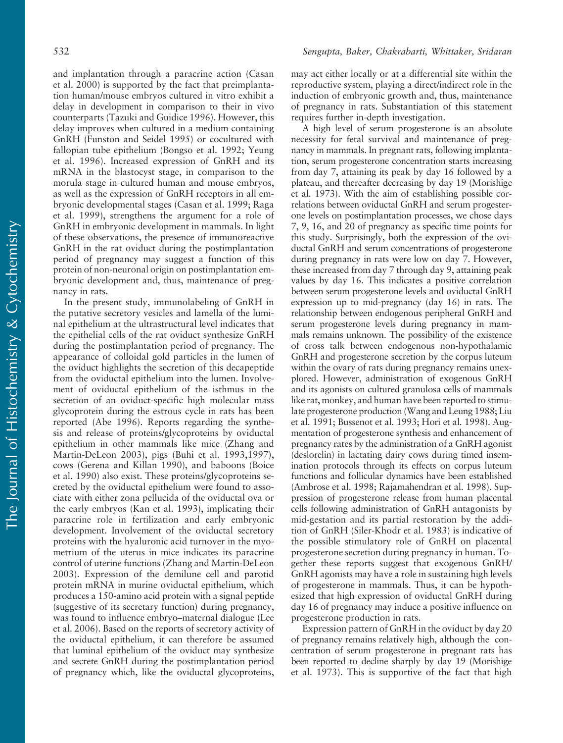and implantation through a paracrine action (Casan et al. 2000) is supported by the fact that preimplantation human/mouse embryos cultured in vitro exhibit a delay in development in comparison to their in vivo counterparts (Tazuki and Guidice 1996). However, this delay improves when cultured in a medium containing GnRH (Funston and Seidel 1995) or cocultured with fallopian tube epithelium (Bongso et al. 1992; Yeung et al. 1996). Increased expression of GnRH and its mRNA in the blastocyst stage, in comparison to the morula stage in cultured human and mouse embryos, as well as the expression of GnRH receptors in all embryonic developmental stages (Casan et al. 1999; Raga et al. 1999), strengthens the argument for a role of GnRH in embryonic development in mammals. In light of these observations, the presence of immunoreactive GnRH in the rat oviduct during the postimplantation period of pregnancy may suggest a function of this protein of non-neuronal origin on postimplantation embryonic development and, thus, maintenance of pregnancy in rats.

In the present study, immunolabeling of GnRH in the putative secretory vesicles and lamella of the luminal epithelium at the ultrastructural level indicates that the epithelial cells of the rat oviduct synthesize GnRH during the postimplantation period of pregnancy. The appearance of colloidal gold particles in the lumen of the oviduct highlights the secretion of this decapeptide from the oviductal epithelium into the lumen. Involvement of oviductal epithelium of the isthmus in the secretion of an oviduct-specific high molecular mass glycoprotein during the estrous cycle in rats has been reported (Abe 1996). Reports regarding the synthesis and release of proteins/glycoproteins by oviductal epithelium in other mammals like mice (Zhang and Martin-DeLeon 2003), pigs (Buhi et al. 1993,1997), cows (Gerena and Killan 1990), and baboons (Boice et al. 1990) also exist. These proteins/glycoproteins secreted by the oviductal epithelium were found to associate with either zona pellucida of the oviductal ova or the early embryos (Kan et al. 1993), implicating their paracrine role in fertilization and early embryonic development. Involvement of the oviductal secretory proteins with the hyaluronic acid turnover in the myometrium of the uterus in mice indicates its paracrine control of uterine functions (Zhang and Martin-DeLeon 2003). Expression of the demilune cell and parotid protein mRNA in murine oviductal epithelium, which produces a 150-amino acid protein with a signal peptide (suggestive of its secretary function) during pregnancy, was found to influence embryo–maternal dialogue (Lee et al. 2006). Based on the reports of secretory activity of the oviductal epithelium, it can therefore be assumed that luminal epithelium of the oviduct may synthesize and secrete GnRH during the postimplantation period of pregnancy which, like the oviductal glycoproteins, may act either locally or at a differential site within the reproductive system, playing a direct/indirect role in the induction of embryonic growth and, thus, maintenance of pregnancy in rats. Substantiation of this statement requires further in-depth investigation.

A high level of serum progesterone is an absolute necessity for fetal survival and maintenance of pregnancy in mammals. In pregnant rats, following implantation, serum progesterone concentration starts increasing from day 7, attaining its peak by day 16 followed by a plateau, and thereafter decreasing by day 19 (Morishige et al. 1973). With the aim of establishing possible correlations between oviductal GnRH and serum progesterone levels on postimplantation processes, we chose days 7, 9, 16, and 20 of pregnancy as specific time points for this study. Surprisingly, both the expression of the oviductal GnRH and serum concentrations of progesterone during pregnancy in rats were low on day 7. However, these increased from day 7 through day 9, attaining peak values by day 16. This indicates a positive correlation between serum progesterone levels and oviductal GnRH expression up to mid-pregnancy (day 16) in rats. The relationship between endogenous peripheral GnRH and serum progesterone levels during pregnancy in mammals remains unknown. The possibility of the existence of cross talk between endogenous non-hypothalamic GnRH and progesterone secretion by the corpus luteum within the ovary of rats during pregnancy remains unexplored. However, administration of exogenous GnRH and its agonists on cultured granulosa cells of mammals like rat, monkey, and human have been reported to stimulate progesterone production (Wang and Leung 1988; Liu et al. 1991; Bussenot et al. 1993; Hori et al. 1998). Augmentation of progesterone synthesis and enhancement of pregnancy rates by the administration of a GnRH agonist (deslorelin) in lactating dairy cows during timed insemination protocols through its effects on corpus luteum functions and follicular dynamics have been established (Ambrose et al. 1998; Rajamahendran et al. 1998). Suppression of progesterone release from human placental cells following administration of GnRH antagonists by mid-gestation and its partial restoration by the addition of GnRH (Siler-Khodr et al. 1983) is indicative of the possible stimulatory role of GnRH on placental progesterone secretion during pregnancy in human. Together these reports suggest that exogenous GnRH/GnRH agonists may have a role in sustaining high levels of progesterone in mammals. Thus, it can be hypothesized that high expression of oviductal GnRH during day 16 of pregnancy may induce a positive influence on progesterone production in rats.

Expression pattern of GnRH in the oviduct by day 20 of pregnancy remains relatively high, although the concentration of serum progesterone in pregnant rats has been reported to decline sharply by day 19 (Morishige et al. 1973). This is supportive of the fact that high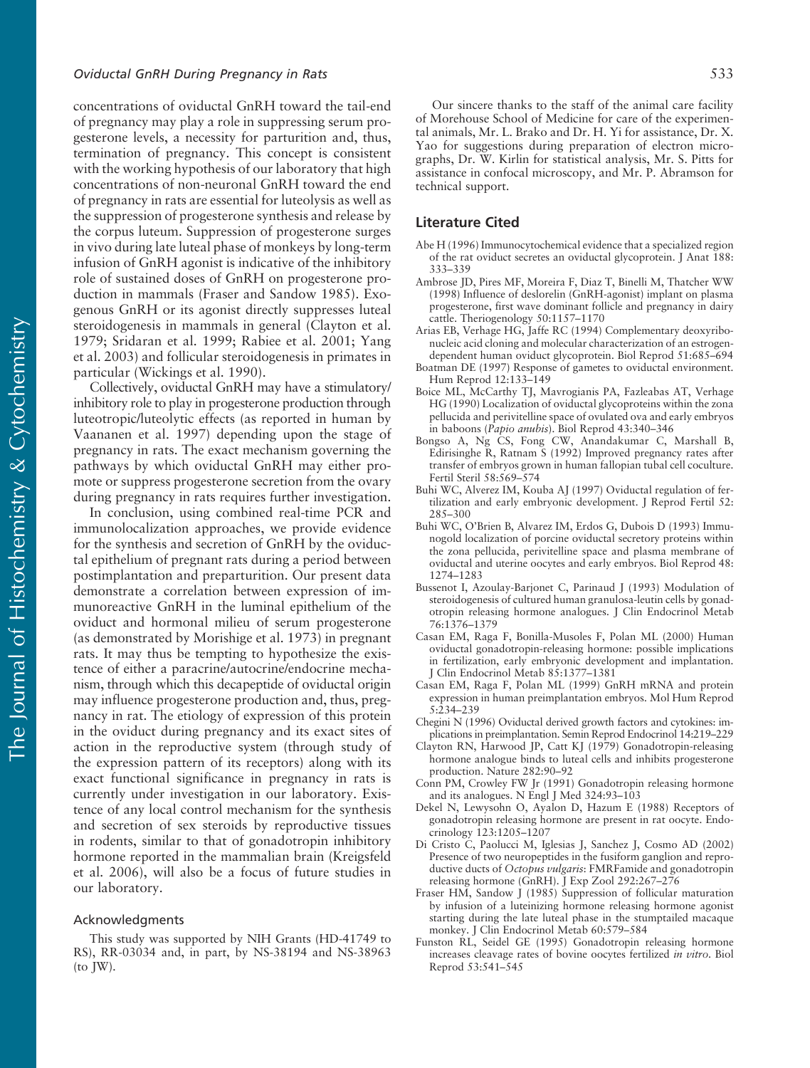concentrations of oviductal GnRH toward the tail-end of pregnancy may play a role in suppressing serum progesterone levels, a necessity for parturition and, thus, termination of pregnancy. This concept is consistent with the working hypothesis of our laboratory that high concentrations of non-neuronal GnRH toward the end of pregnancy in rats are essential for luteolysis as well as the suppression of progesterone synthesis and release by the corpus luteum. Suppression of progesterone surges in vivo during late luteal phase of monkeys by long-term infusion of GnRH agonist is indicative of the inhibitory role of sustained doses of GnRH on progesterone production in mammals (Fraser and Sandow 1985). Exogenous GnRH or its agonist directly suppresses luteal steroidogenesis in mammals in general (Clayton et al. 1979; Sridaran et al. 1999; Rabiee et al. 2001; Yang et al. 2003) and follicular steroidogenesis in primates in particular (Wickings et al. 1990).

Collectively, oviductal GnRH may have a stimulatory/inhibitory role to play in progesterone production through luteotropic/luteolytic effects (as reported in human by Vaananen et al. 1997) depending upon the stage of pregnancy in rats. The exact mechanism governing the pathways by which oviductal GnRH may either promote or suppress progesterone secretion from the ovary during pregnancy in rats requires further investigation.

In conclusion, using combined real-time PCR and immunolocalization approaches, we provide evidence for the synthesis and secretion of GnRH by the oviductal epithelium of pregnant rats during a period between postimplantation and preparturition. Our present data demonstrate a correlation between expression of immunoreactive GnRH in the luminal epithelium of the oviduct and hormonal milieu of serum progesterone (as demonstrated by Morishige et al. 1973) in pregnant rats. It may thus be tempting to hypothesize the existence of either a paracrine/autocrine/endocrine mechanism, through which this decapeptide of oviductal origin may influence progesterone production and, thus, pregnancy in rat. The etiology of expression of this protein in the oviduct during pregnancy and its exact sites of action in the reproductive system (through study of the expression pattern of its receptors) along with its exact functional significance in pregnancy in rats is currently under investigation in our laboratory. Existence of any local control mechanism for the synthesis and secretion of sex steroids by reproductive tissues in rodents, similar to that of gonadotropin inhibitory hormone reported in the mammalian brain (Kreigsfeld et al. 2006), will also be a focus of future studies in our laboratory.

## Acknowledgments

This study was supported by NIH Grants (HD-41749 to RS), RR-03034 and, in part, by NS-38194 and NS-38963 (to JW).

Our sincere thanks to the staff of the animal care facility of Morehouse School of Medicine for care of the experimental animals, Mr. L. Brako and Dr. H. Yi for assistance, Dr. X. Yao for suggestions during preparation of electron micrographs, Dr. W. Kirlin for statistical analysis, Mr. S. Pitts for assistance in confocal microscopy, and Mr. P. Abramson for technical support.

## Literature Cited

Abe H (1996) Immunocytochemical evidence that a specialized region of the rat oviduct secretes an oviductal glycoprotein. J Anat 188: 333–339

Ambrose JD, Pires MF, Moreira F, Diaz T, Binelli M, Thatcher WW (1998) Influence of deslorelin (GnRH-agonist) implant on plasma progesterone, first wave dominant follicle and pregnancy in dairy cattle. Theriogenology 50:1157–1170

Arias EB, Verhage HG, Jaffe RC (1994) Complementary deoxyribonucleic acid cloning and molecular characterization of an estrogen-dependent human oviduct glycoprotein. Biol Reprod 51:685–694

Boatman DE (1997) Response of gametes to oviductal environment. Hum Reprod 12:133–149

Boice ML, McCarthy TJ, Mavrogianis PA, Fazleabas AT, Verhage HG (1990) Localization of oviductal glycoproteins within the zona pellucida and perivitelline space of ovulated ova and early embryos in baboons (*Papio anubis*). Biol Reprod 43:340–346

Bongso A, Ng CS, Fong CW, Anandakumar C, Marshall B, Edirisinghe R, Ratnam S (1992) Improved pregnancy rates after transfer of embryos grown in human fallopian tubal cell coculture. Fertil Steril 58:569–574

Buhi WC, Alverez IM, Kouba AJ (1997) Oviductal regulation of fertilization and early embryonic development. J Reprod Fertil 52: 285–300

Buhi WC, O'Brien B, Alvarez IM, Erdos G, Dubois D (1993) Immunogold localization of porcine oviductal secretory proteins within the zona pellucida, perivitelline space and plasma membrane of oviductal and uterine oocytes and early embryos. Biol Reprod 48: 1274–1283

Bussenot I, Azoulay-Barjonet C, Parinaud J (1993) Modulation of steroidogenesis of cultured human granulosa-leutin cells by gonadotropin releasing hormone analogues. J Clin Endocrinol Metab 76:1376–1379

Casan EM, Raga F, Bonilla-Musoles F, Polan ML (2000) Human oviductal gonadotropin-releasing hormone: possible implications in fertilization, early embryonic development and implantation. J Clin Endocrinol Metab 85:1377–1381

Casan EM, Raga F, Polan ML (1999) GnRH mRNA and protein expression in human preimplantation embryos. Mol Hum Reprod 5:234–239

Chegini N (1996) Oviductal derived growth factors and cytokines: implications in preimplantation. Semin Reprod Endocrinol 14:219–229

Clayton RN, Harwood JP, Catt KJ (1979) Gonadotropin-releasing hormone analogue binds to luteal cells and inhibits progesterone production. Nature 282:90–92

Conn PM, Crowley FW Jr (1991) Gonadotropin releasing hormone and its analogues. N Engl J Med 324:93–103

Dekel N, Lewysohn O, Ayalon D, Hazum E (1988) Receptors of gonadotropin releasing hormone are present in rat oocyte. Endocrinology 123:1205–1207

Di Cristo C, Paolucci M, Iglesias J, Sanchez J, Cosmo AD (2002) Presence of two neuropeptides in the fusiform ganglion and reproductive ducts of *Octopus vulgaris*: FMRFamide and gonadotropin releasing hormone (GnRH). J Exp Zool 292:267–276

Fraser HM, Sandow J (1985) Suppression of follicular maturation by infusion of a luteinizing hormone releasing hormone agonist starting during the late luteal phase in the stumptailed macaque monkey. J Clin Endocrinol Metab 60:579–584

Funston RL, Seidel GE (1995) Gonadotropin releasing hormone increases cleavage rates of bovine oocytes fertilized *in vitro*. Biol Reprod 53:541–545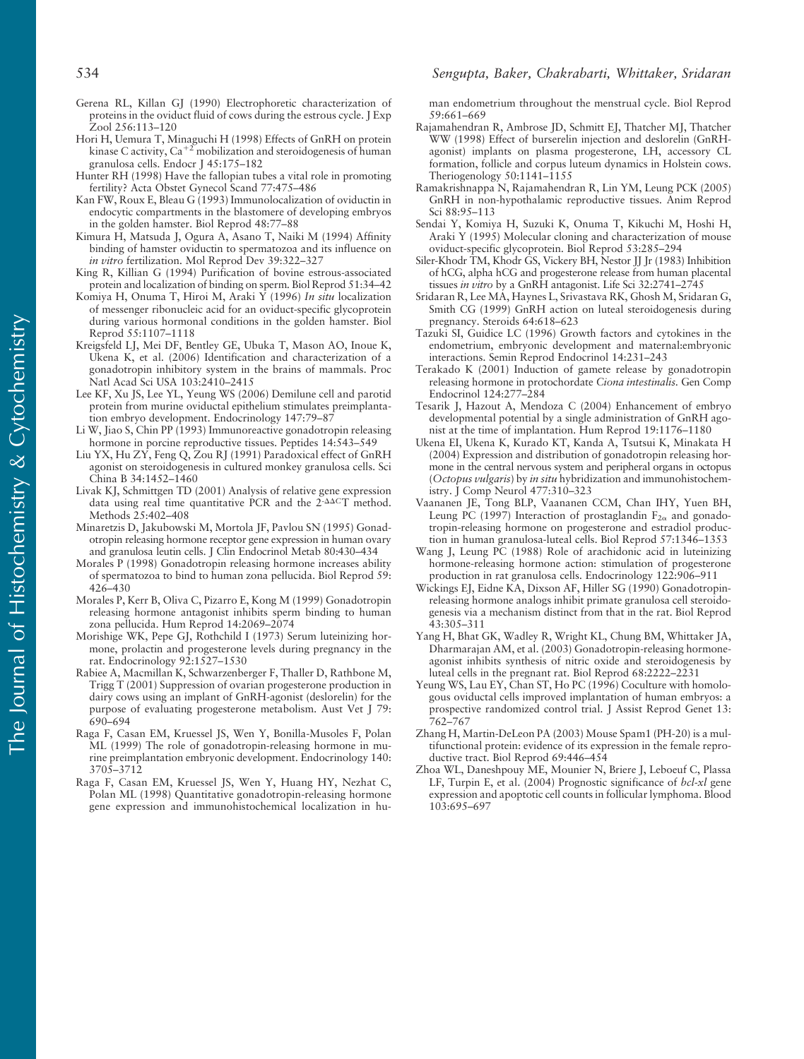Gerena RL, Killan GJ (1990) Electrophoretic characterization of proteins in the oviduct fluid of cows during the estrous cycle. J Exp Zool 256:113–120

Hori H, Uemura T, Minaguchi H (1998) Effects of GnRH on protein kinase C activity, $Ca^{+2}$ mobilization and steroidogenesis of human granulosa cells. Endocr J 45:175–182

Hunter RH (1998) Have the fallopian tubes a vital role in promoting fertility? Acta Obstet Gynecol Scand 77:475–486

Kan FW, Roux E, Bleau G (1993) Immunolocalization of oviductin in endocytic compartments in the blastomere of developing embryos in the golden hamster. Biol Reprod 48:77–88

Kimura H, Matsuda J, Ogura A, Asano T, Naiki M (1994) Affinity binding of hamster oviductin to spermatozoa and its influence on *in vitro* fertilization. Mol Reprod Dev 39:322–327

King R, Killian G (1994) Purification of bovine estrous-associated protein and localization of binding on sperm. Biol Reprod 51:34–42

Komiya H, Onuma T, Hiroi M, Araki Y (1996) *In situ* localization of messenger ribonucleic acid for an oviduct-specific glycoprotein during various hormonal conditions in the golden hamster. Biol Reprod 55:1107–1118

Kreigsfeld LJ, Mei DF, Bentley GE, Ubuka T, Mason AO, Inoue K, Ukena K, et al. (2006) Identification and characterization of a gonadotropin inhibitory system in the brains of mammals. Proc Natl Acad Sci USA 103:2410–2415

Lee KF, Xu JS, Lee YL, Yeung WS (2006) Demilune cell and parotid protein from murine oviductal epithelium stimulates preimplantation embryo development. Endocrinology 147:79–87

Li W, Jiao S, Chin PP (1993) Immunoreactive gonadotropin releasing hormone in porcine reproductive tissues. Peptides 14:543–549

Liu YX, Hu ZY, Feng Q, Zou RJ (1991) Paradoxical effect of GnRH agonist on steroidogenesis in cultured monkey granulosa cells. Sci China B 34:1452–1460

Livak KJ, Schmittgen TD (2001) Analysis of relative gene expression data using real time quantitative PCR and the $2^{-\Delta\Delta C}T$ method. Methods 25:402–408

Minaretzis D, Jakubowski M, Mortola JF, Pavlou SN (1995) Gonadotropin releasing hormone receptor gene expression in human ovary and granulosa leutin cells. J Clin Endocrinol Metab 80:430–434

Morales P (1998) Gonadotropin releasing hormone increases ability of spermatozoa to bind to human zona pellucida. Biol Reprod 59: 426–430

Morales P, Kerr B, Oliva C, Pizarro E, Kong M (1999) Gonadotropin releasing hormone antagonist inhibits sperm binding to human zona pellucida. Hum Reprod 14:2069–2074

Morishige WK, Pepe GJ, Rothchild I (1973) Serum luteinizing hormone, prolactin and progesterone levels during pregnancy in the rat. Endocrinology 92:1527–1530

Rabiee A, Macmillan K, Schwarzenberger F, Thaller D, Rathbone M, Trigg T (2001) Suppression of ovarian progesterone production in dairy cows using an implant of GnRH-agonist (deslorelin) for the purpose of evaluating progesterone metabolism. Aust Vet J 79: 690–694

Raga F, Casan EM, Kruessel JS, Wen Y, Bonilla-Musoles F, Polan ML (1999) The role of gonadotropin-releasing hormone in murine preimplantation embryonic development. Endocrinology 140: 3705–3712

Raga F, Casan EM, Kruessel JS, Wen Y, Huang HY, Nezhat C, Polan ML (1998) Quantitative gonadotropin-releasing hormone gene expression and immunohistochemical localization in human endometrium throughout the menstrual cycle. Biol Reprod 59:661–669

Rajamahendran R, Ambrose JD, Schmitt EJ, Thatcher MJ, Thatcher WW (1998) Effect of burserelin injection and deslorelin (GnRH-agonist) implants on plasma progesterone, LH, accessory CL formation, follicle and corpus luteum dynamics in Holstein cows. Theriogenology 50:1141–1155

Ramakrishnappa N, Rajamahendran R, Lin YM, Leung PCK (2005) GnRH in non-hypothalamic reproductive tissues. Anim Reprod Sci 88:95–113

Sendai Y, Komiya H, Suzuki K, Onuma T, Kikuchi M, Hoshi H, Araki Y (1995) Molecular cloning and characterization of mouse oviduct-specific glycoprotein. Biol Reprod 53:285–294

Siler-Khodr TM, Khodr GS, Vickery BH, Nestor JJ Jr (1983) Inhibition of hCG, alpha hCG and progesterone release from human placental tissues *in vitro* by a GnRH antagonist. Life Sci 32:2741–2745

Sridaran R, Lee MA, Haynes L, Srivastava RK, Ghosh M, Sridaran G, Smith CG (1999) GnRH action on luteal steroidogenesis during pregnancy. Steroids 64:618–623

Tazuki SI, Guidice LC (1996) Growth factors and cytokines in the endometrium, embryonic development and maternal:embryonic interactions. Semin Reprod Endocrinol 14:231–243

Terakado K (2001) Induction of gamete release by gonadotropin releasing hormone in protochordate *Ciona intestinalis*. Gen Comp Endocrinol 124:277–284

Tesarik J, Hazout A, Mendoza C (2004) Enhancement of embryo developmental potential by a single administration of GnRH agonist at the time of implantation. Hum Reprod 19:1176–1180

Ukena EI, Ukena K, Kurado KT, Kanda A, Tsutsui K, Minakata H (2004) Expression and distribution of gonadotropin releasing hormone in the central nervous system and peripheral organs in octopus (*Octopus vulgaris*) by *in situ* hybridization and immunohistochemistry. J Comp Neurol 477:310–323

Vaananen JE, Tong BLP, Vaananen CCM, Chan IHY, Yuen BH, Leung PC (1997) Interaction of prostaglandin $F_{2\alpha}$ and gonadotropin-releasing hormone on progesterone and estradiol production in human granulosa-luteal cells. Biol Reprod 57:1346–1353

Wang J, Leung PC (1988) Role of arachidonic acid in luteinizing hormone-releasing hormone action: stimulation of progesterone production in rat granulosa cells. Endocrinology 122:906–911

Wickings EJ, Eidne KA, Dixson AF, Hiller SG (1990) Gonadotropin-releasing hormone analogs inhibit primate granulosa cell steroidogenesis via a mechanism distinct from that in the rat. Biol Reprod 43:305–311

Yang H, Bhat GK, Wadley R, Wright KL, Chung BM, Whittaker JA, Dharmarajan AM, et al. (2003) Gonadotropin-releasing hormone-agonist inhibits synthesis of nitric oxide and steroidogenesis by luteal cells in the pregnant rat. Biol Reprod 68:2222–2231

Yeung WS, Lau EY, Chan ST, Ho PC (1996) Coculture with homologous oviductal cells improved implantation of human embryos: a prospective randomized control trial. J Assist Reprod Genet 13: 762–767

Zhang H, Martin-DeLeon PA (2003) Mouse Spam1 (PH-20) is a multifunctional protein: evidence of its expression in the female reproductive tract. Biol Reprod 69:446–454

Zhoa WL, Daneshpouy ME, Mounier N, Briere J, Leboeuf C, Plassa LF, Turpin E, et al. (2004) Prognostic significance of *bcl-xl* gene expression and apoptotic cell counts in follicular lymphoma. Blood 103:695–697